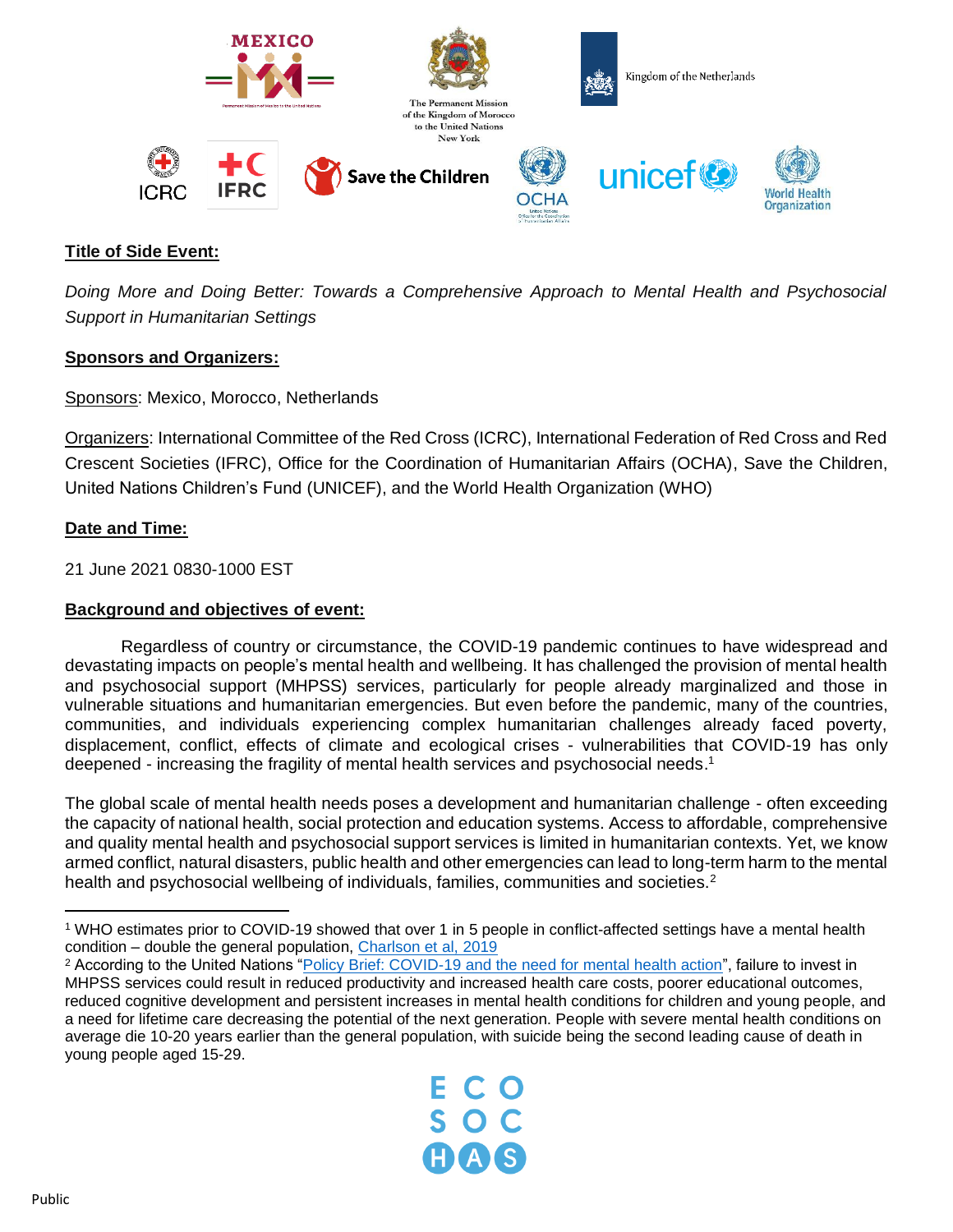Kingdom of the Netherlands

The Permanent Mission of the Kingdom of Morocco to the United Nations New York

**Title of Side Event:**

*Doing More and Doing Better: Towards a Comprehensive Approach to Mental Health and Psychosocial Support in Humanitarian Settings*

**Sponsors and Organizers:**

Sponsors: Mexico, Morocco, Netherlands

Organizers: International Committee of the Red Cross (ICRC), International Federation of Red Cross and Red Crescent Societies (IFRC), Office for the Coordination of Humanitarian Affairs (OCHA), Save the Children, United Nations Children's Fund (UNICEF), and the World Health Organization (WHO)

**Date and Time:**

21 June 2021 0830-1000 EST

**Background and objectives of event:**

Regardless of country or circumstance, the COVID-19 pandemic continues to have widespread and devastating impacts on people's mental health and wellbeing. It has challenged the provision of mental health and psychosocial support (MHPSS) services, particularly for people already marginalized and those in vulnerable situations and humanitarian emergencies. But even before the pandemic, many of the countries, communities, and individuals experiencing complex humanitarian challenges already faced poverty, displacement, conflict, effects of climate and ecological crises - vulnerabilities that COVID-19 has only deepened - increasing the fragility of mental health services and psychosocial needs.[1]

The global scale of mental health needs poses a development and humanitarian challenge - often exceeding the capacity of national health, social protection and education systems. Access to affordable, comprehensive and quality mental health and psychosocial support services is limited in humanitarian contexts. Yet, we know armed conflict, natural disasters, public health and other emergencies can lead to long-term harm to the mental health and psychosocial wellbeing of individuals, families, communities and societies.[2]

---

[1] WHO estimates prior to COVID-19 showed that over 1 in 5 people in conflict-affected settings have a mental health condition – double the general population, Charlson et al, 2019

[2] According to the United Nations "Policy Brief: COVID-19 and the need for mental health action", failure to invest in MHPSS services could result in reduced productivity and increased health care costs, poorer educational outcomes, reduced cognitive development and persistent increases in mental health conditions for children and young people, and a need for lifetime care decreasing the potential of the next generation. People with severe mental health conditions on average die 10-20 years earlier than the general population, with suicide being the second leading cause of death in young people aged 15-29.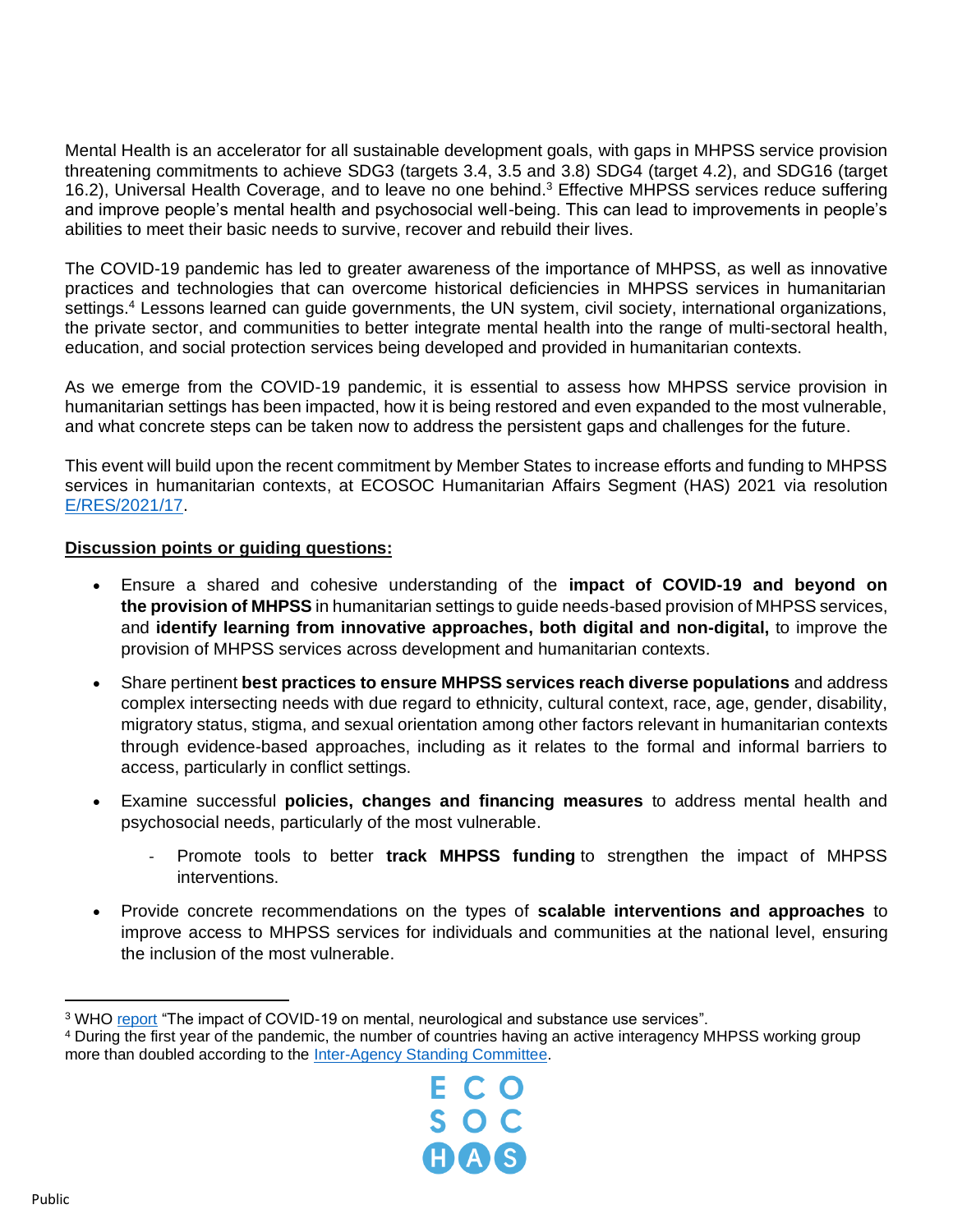Mental Health is an accelerator for all sustainable development goals, with gaps in MHPSS service provision threatening commitments to achieve SDG3 (targets 3.4, 3.5 and 3.8) SDG4 (target 4.2), and SDG16 (target 16.2), Universal Health Coverage, and to leave no one behind.[3] Effective MHPSS services reduce suffering and improve people's mental health and psychosocial well-being. This can lead to improvements in people's abilities to meet their basic needs to survive, recover and rebuild their lives.

The COVID-19 pandemic has led to greater awareness of the importance of MHPSS, as well as innovative practices and technologies that can overcome historical deficiencies in MHPSS services in humanitarian settings.[4] Lessons learned can guide governments, the UN system, civil society, international organizations, the private sector, and communities to better integrate mental health into the range of multi-sectoral health, education, and social protection services being developed and provided in humanitarian contexts.

As we emerge from the COVID-19 pandemic, it is essential to assess how MHPSS service provision in humanitarian settings has been impacted, how it is being restored and even expanded to the most vulnerable, and what concrete steps can be taken now to address the persistent gaps and challenges for the future.

This event will build upon the recent commitment by Member States to increase efforts and funding to MHPSS services in humanitarian contexts, at ECOSOC Humanitarian Affairs Segment (HAS) 2021 via resolution E/RES/2021/17.

**Discussion points or guiding questions:**

- Ensure a shared and cohesive understanding of the **impact of COVID-19 and beyond on the provision of MHPSS** in humanitarian settings to guide needs-based provision of MHPSS services, and **identify learning from innovative approaches, both digital and non-digital,** to improve the provision of MHPSS services across development and humanitarian contexts.
- Share pertinent **best practices to ensure MHPSS services reach diverse populations** and address complex intersecting needs with due regard to ethnicity, cultural context, race, age, gender, disability, migratory status, stigma, and sexual orientation among other factors relevant in humanitarian contexts through evidence-based approaches, including as it relates to the formal and informal barriers to access, particularly in conflict settings.
- Examine successful **policies, changes and financing measures** to address mental health and psychosocial needs, particularly of the most vulnerable.
    - Promote tools to better **track MHPSS funding** to strengthen the impact of MHPSS interventions.
- Provide concrete recommendations on the types of **scalable interventions and approaches** to improve access to MHPSS services for individuals and communities at the national level, ensuring the inclusion of the most vulnerable.

---

[3] WHO report "The impact of COVID-19 on mental, neurological and substance use services".

[4] During the first year of the pandemic, the number of countries having an active interagency MHPSS working group more than doubled according to the Inter-Agency Standing Committee.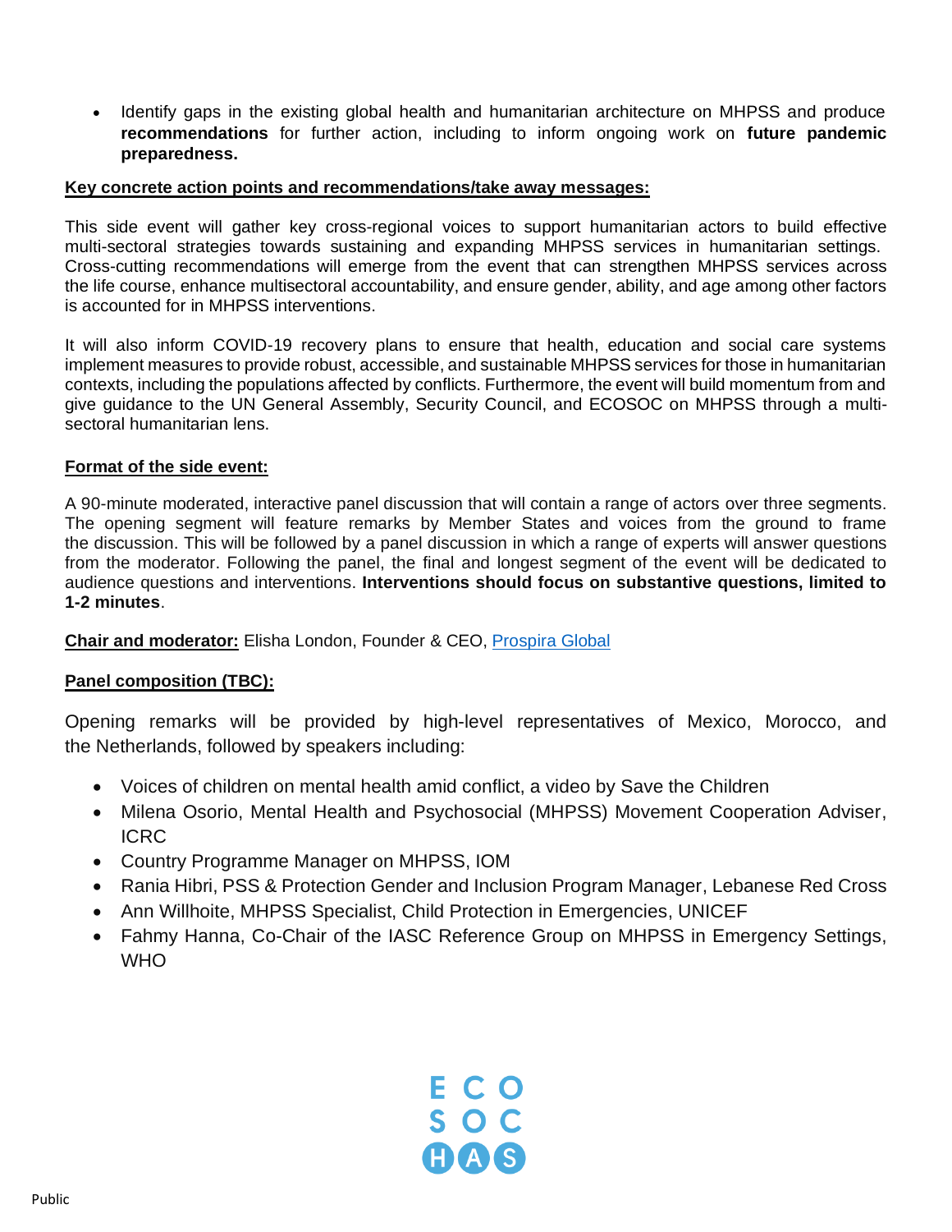- Identify gaps in the existing global health and humanitarian architecture on MHPSS and produce **recommendations** for further action, including to inform ongoing work on **future pandemic preparedness.**

**Key concrete action points and recommendations/take away messages:**

This side event will gather key cross-regional voices to support humanitarian actors to build effective multi-sectoral strategies towards sustaining and expanding MHPSS services in humanitarian settings. Cross-cutting recommendations will emerge from the event that can strengthen MHPSS services across the life course, enhance multisectoral accountability, and ensure gender, ability, and age among other factors is accounted for in MHPSS interventions.

It will also inform COVID-19 recovery plans to ensure that health, education and social care systems implement measures to provide robust, accessible, and sustainable MHPSS services for those in humanitarian contexts, including the populations affected by conflicts. Furthermore, the event will build momentum from and give guidance to the UN General Assembly, Security Council, and ECOSOC on MHPSS through a multi-sectoral humanitarian lens.

**Format of the side event:**

A 90-minute moderated, interactive panel discussion that will contain a range of actors over three segments. The opening segment will feature remarks by Member States and voices from the ground to frame the discussion. This will be followed by a panel discussion in which a range of experts will answer questions from the moderator. Following the panel, the final and longest segment of the event will be dedicated to audience questions and interventions. **Interventions should focus on substantive questions, limited to 1-2 minutes**.

**Chair and moderator:** Elisha London, Founder & CEO, Prospira Global

**Panel composition (TBC):**

Opening remarks will be provided by high-level representatives of Mexico, Morocco, and the Netherlands, followed by speakers including:

- Voices of children on mental health amid conflict, a video by Save the Children
- Milena Osorio, Mental Health and Psychosocial (MHPSS) Movement Cooperation Adviser, ICRC
- Country Programme Manager on MHPSS, IOM
- Rania Hibri, PSS & Protection Gender and Inclusion Program Manager, Lebanese Red Cross
- Ann Willhoite, MHPSS Specialist, Child Protection in Emergencies, UNICEF
- Fahmy Hanna, Co-Chair of the IASC Reference Group on MHPSS in Emergency Settings, WHO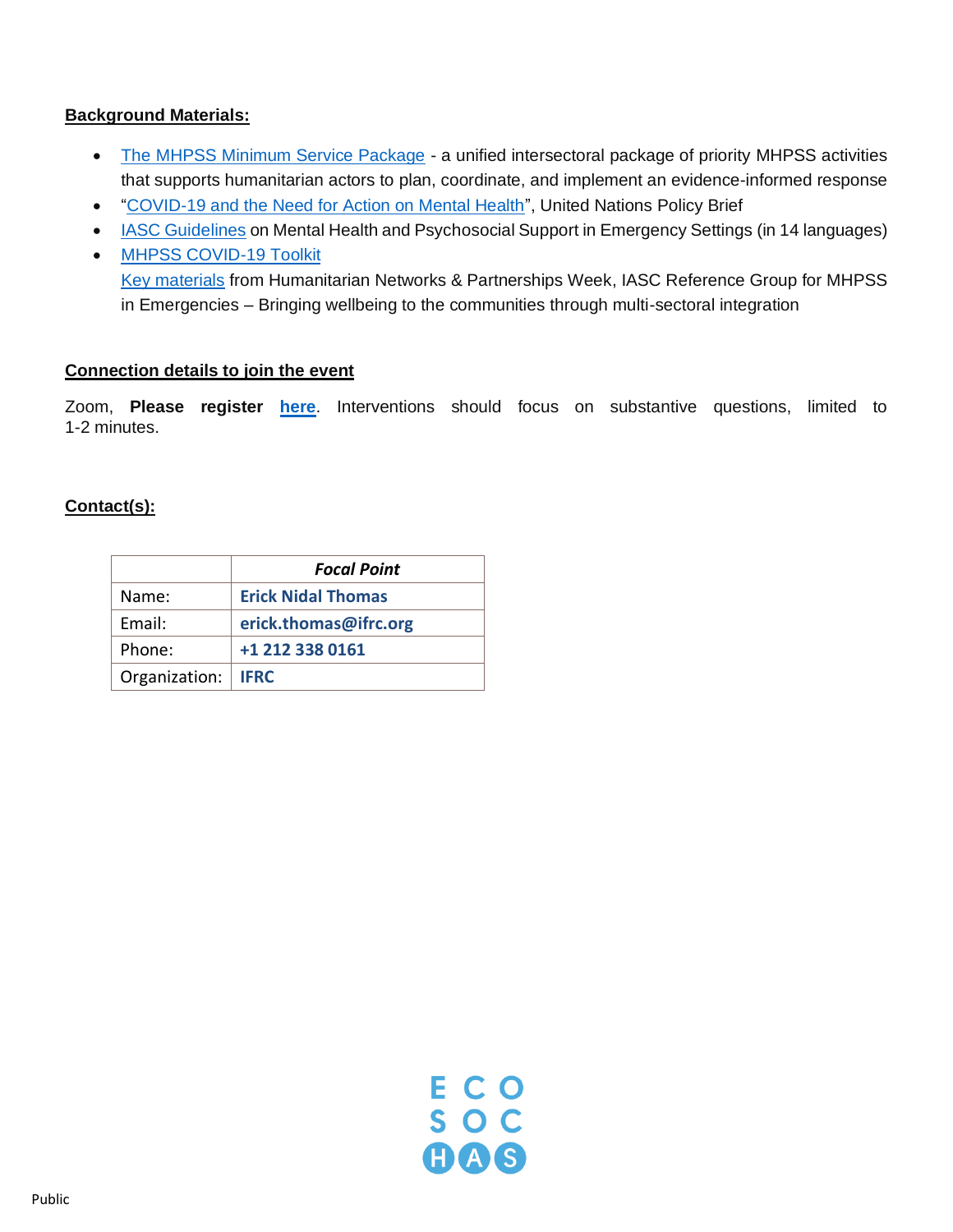**Background Materials:**

- The MHPSS Minimum Service Package - a unified intersectoral package of priority MHPSS activities that supports humanitarian actors to plan, coordinate, and implement an evidence-informed response
- "COVID-19 and the Need for Action on Mental Health", United Nations Policy Brief
- IASC Guidelines on Mental Health and Psychosocial Support in Emergency Settings (in 14 languages)
- MHPSS COVID-19 Toolkit
  Key materials from Humanitarian Networks & Partnerships Week, IASC Reference Group for MHPSS in Emergencies – Bringing wellbeing to the communities through multi-sectoral integration

**Connection details to join the event**

Zoom, **Please register here**. Interventions should focus on substantive questions, limited to 1-2 minutes.

**Contact(s):**

| | ***Focal Point*** |
|---|---|
| Name: | **Erick Nidal Thomas** |
| Email: | **erick.thomas@ifrc.org** |
| Phone: | **+1 212 338 0161** |
| Organization: | **IFRC** |

ECO
SOC
HAS